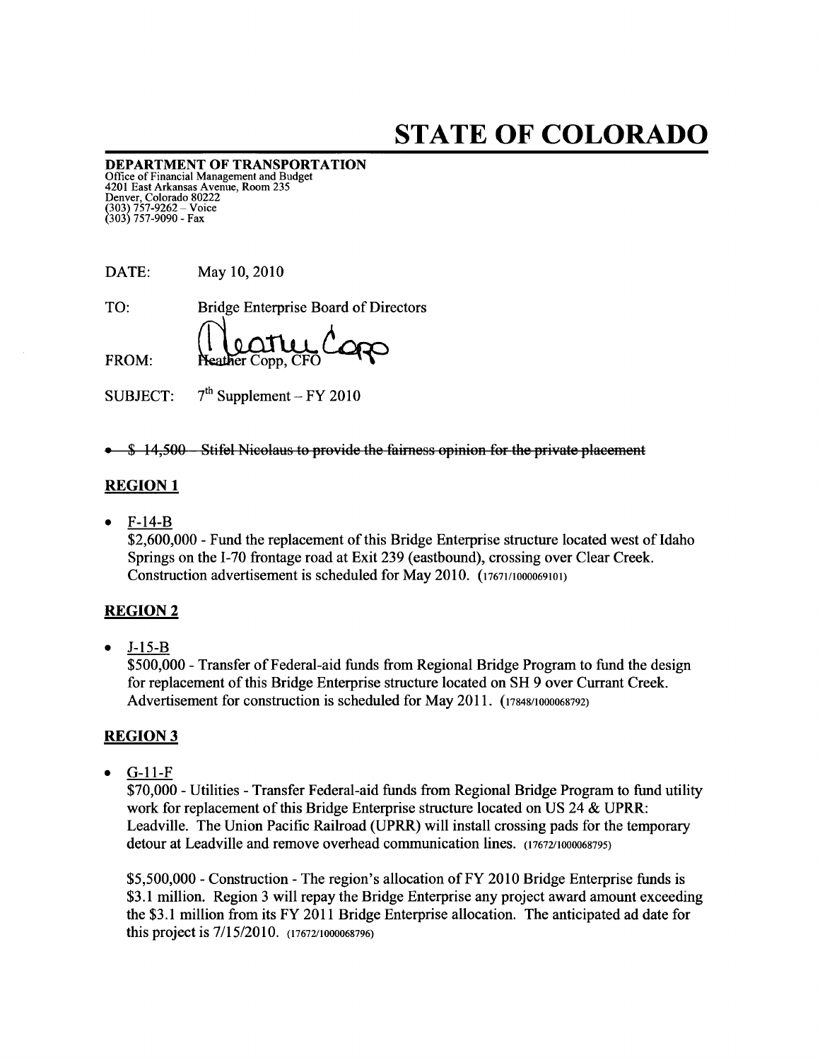# STATE OF COLORADO

**DEPARTMENT OF TRANSPORTATION**
Office of Financial Management and Budget
4201 East Arkansas Avenue, Room 235
Denver, Colorado 80222
(303) 757-9262 – Voice
(303) 757-9090 - Fax

DATE: May 10, 2010

TO: Bridge Enterprise Board of Directors

FROM: Heather Copp, CFO

SUBJECT: 7th Supplement – FY 2010

- ~~$ 14,500 Stifel Nicolaus to provide the fairness opinion for the private placement~~

## REGION 1

- F-14-B
  $2,600,000 - Fund the replacement of this Bridge Enterprise structure located west of Idaho Springs on the I-70 frontage road at Exit 239 (eastbound), crossing over Clear Creek. Construction advertisement is scheduled for May 2010. (17671/1000069101)

## REGION 2

- J-15-B
  $500,000 - Transfer of Federal-aid funds from Regional Bridge Program to fund the design for replacement of this Bridge Enterprise structure located on SH 9 over Currant Creek. Advertisement for construction is scheduled for May 2011. (17848/1000068792)

## REGION 3

- G-11-F
  $70,000 - Utilities - Transfer Federal-aid funds from Regional Bridge Program to fund utility work for replacement of this Bridge Enterprise structure located on US 24 & UPRR: Leadville. The Union Pacific Railroad (UPRR) will install crossing pads for the temporary detour at Leadville and remove overhead communication lines. (17672/1000068795)

  $5,500,000 - Construction - The region's allocation of FY 2010 Bridge Enterprise funds is $3.1 million. Region 3 will repay the Bridge Enterprise any project award amount exceeding the $3.1 million from its FY 2011 Bridge Enterprise allocation. The anticipated ad date for this project is 7/15/2010. (17672/1000068796)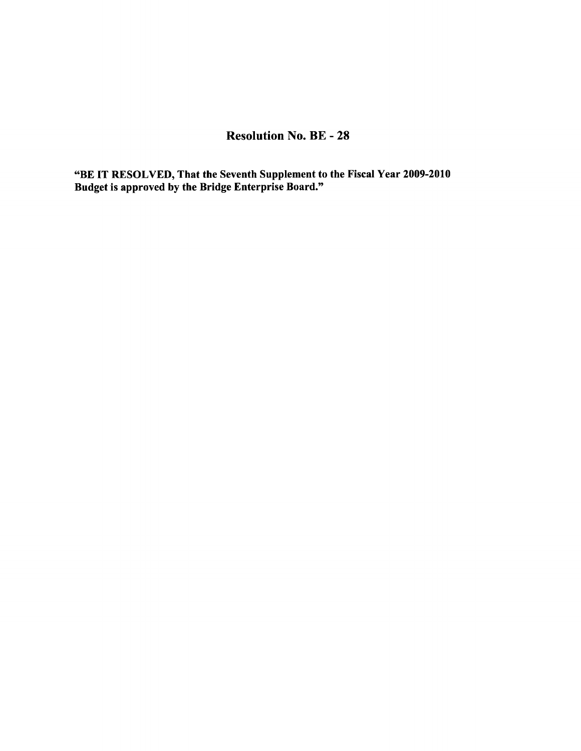## Resolution No. BE - 28

**"BE IT RESOLVED, That the Seventh Supplement to the Fiscal Year 2009-2010 Budget is approved by the Bridge Enterprise Board."**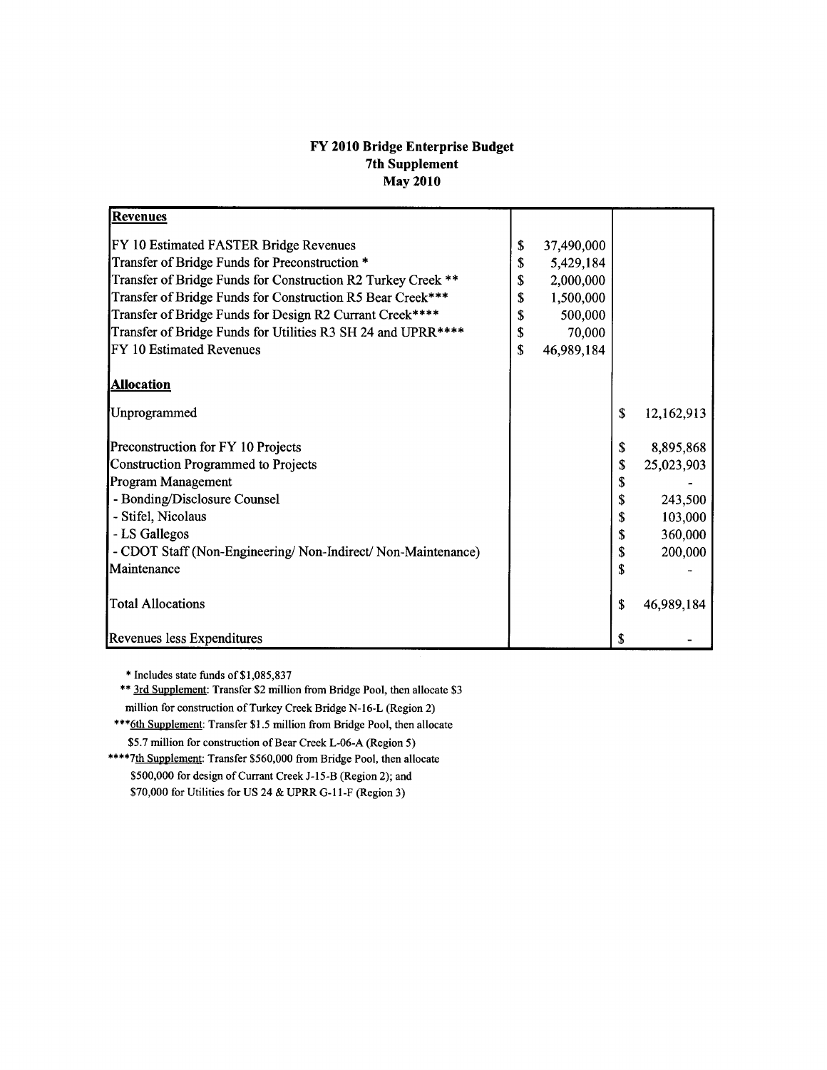**FY 2010 Bridge Enterprise Budget**
**7th Supplement**
**May 2010**

| | | |
|---|---|---|
| **Revenues** | | |
| FY 10 Estimated FASTER Bridge Revenues | $ 37,490,000 | |
| Transfer of Bridge Funds for Preconstruction * | $ 5,429,184 | |
| Transfer of Bridge Funds for Construction R2 Turkey Creek ** | $ 2,000,000 | |
| Transfer of Bridge Funds for Construction R5 Bear Creek*** | $ 1,500,000 | |
| Transfer of Bridge Funds for Design R2 Currant Creek**** | $ 500,000 | |
| Transfer of Bridge Funds for Utilities R3 SH 24 and UPRR**** | $ 70,000 | |
| FY 10 Estimated Revenues | $ 46,989,184 | |
| **Allocation** | | |
| Unprogrammed | | $ 12,162,913 |
| Preconstruction for FY 10 Projects | | $ 8,895,868 |
| Construction Programmed to Projects | | $ 25,023,903 |
| Program Management | | $ - |
| - Bonding/Disclosure Counsel | | $ 243,500 |
| - Stifel, Nicolaus | | $ 103,000 |
| - LS Gallegos | | $ 360,000 |
| - CDOT Staff (Non-Engineering/ Non-Indirect/ Non-Maintenance) | | $ 200,000 |
| Maintenance | | $ - |
| Total Allocations | | $ 46,989,184 |
| Revenues less Expenditures | | $ - |

\* Includes state funds of $1,085,837

** 3rd Supplement: Transfer $2 million from Bridge Pool, then allocate $3 million for construction of Turkey Creek Bridge N-16-L (Region 2)

*** 6th Supplement: Transfer $1.5 million from Bridge Pool, then allocate $5.7 million for construction of Bear Creek L-06-A (Region 5)

**** 7th Supplement: Transfer $560,000 from Bridge Pool, then allocate $500,000 for design of Currant Creek J-15-B (Region 2); and $70,000 for Utilities for US 24 & UPRR G-11-F (Region 3)